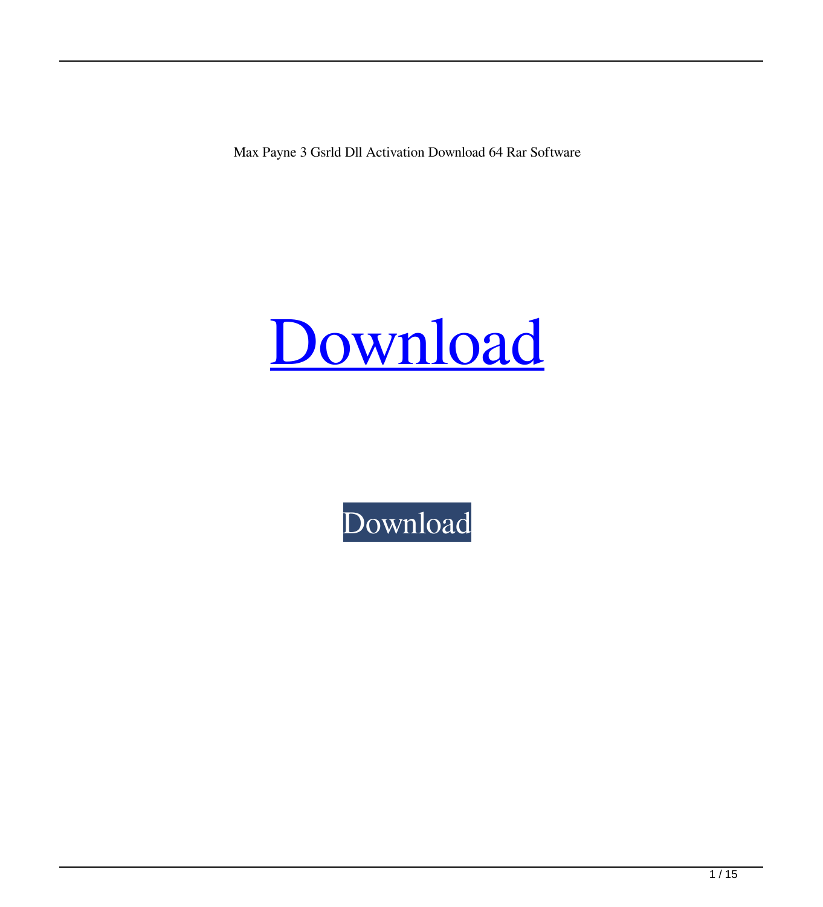Max Payne 3 Gsrld Dll Activation Download 64 Rar Software

Download

Download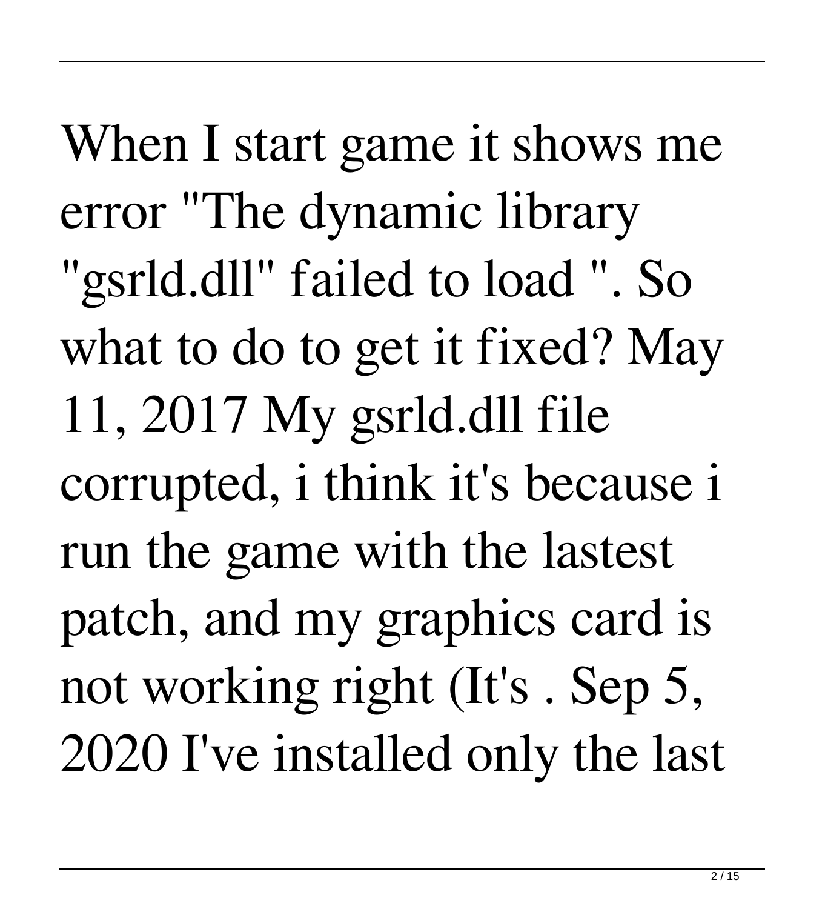When I start game it shows me error "The dynamic library "gsrld.dll" failed to load ". So what to do to get it fixed? May 11, 2017 My gsrld.dll file corrupted, i think it's because i run the game with the lastest patch, and my graphics card is not working right (It's . Sep 5, 2020 I've installed only the last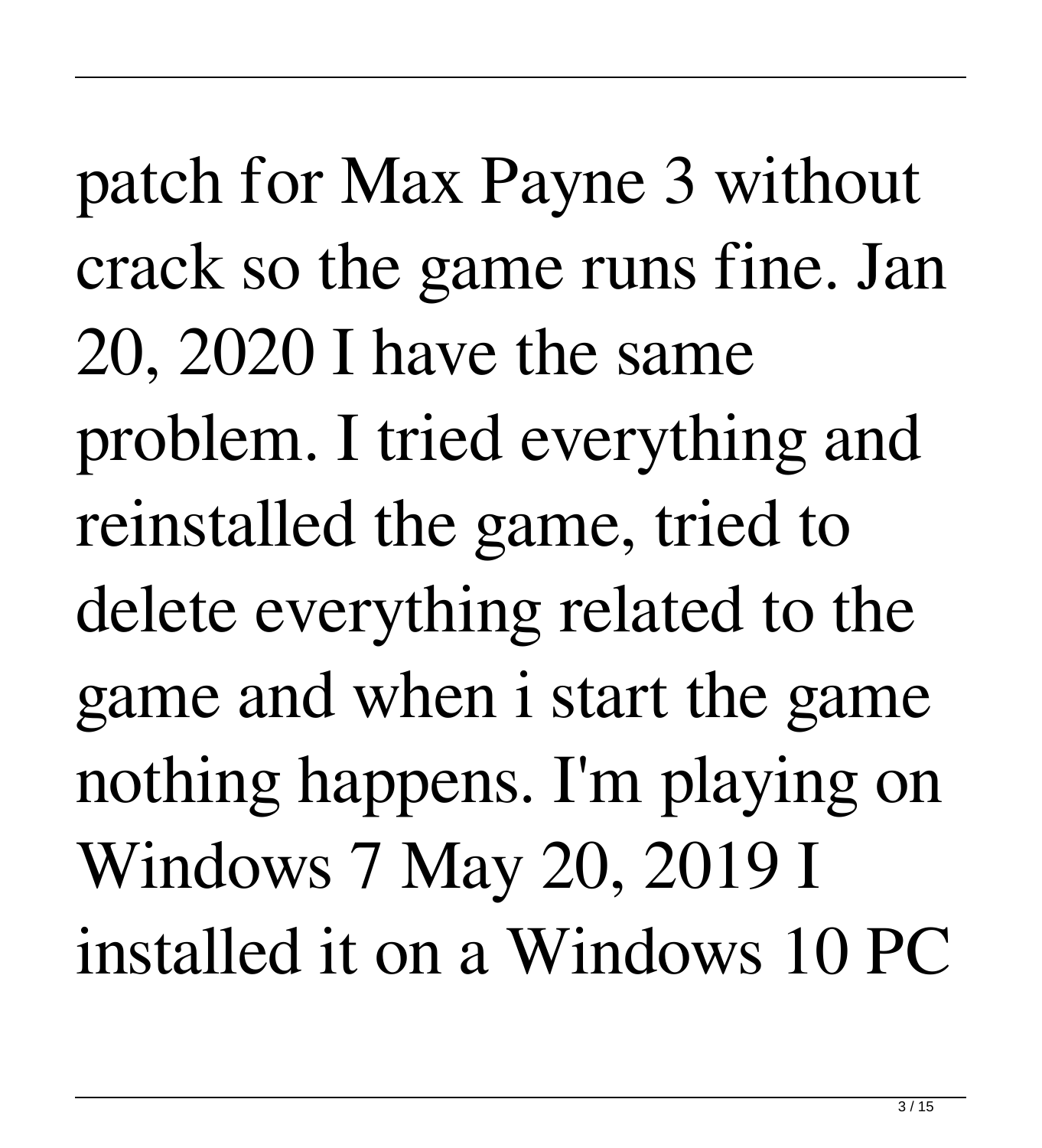patch for Max Payne 3 without crack so the game runs fine. Jan 20, 2020 I have the same problem. I tried everything and reinstalled the game, tried to delete everything related to the game and when i start the game nothing happens. I'm playing on Windows 7 May 20, 2019 I installed it on a Windows 10 PC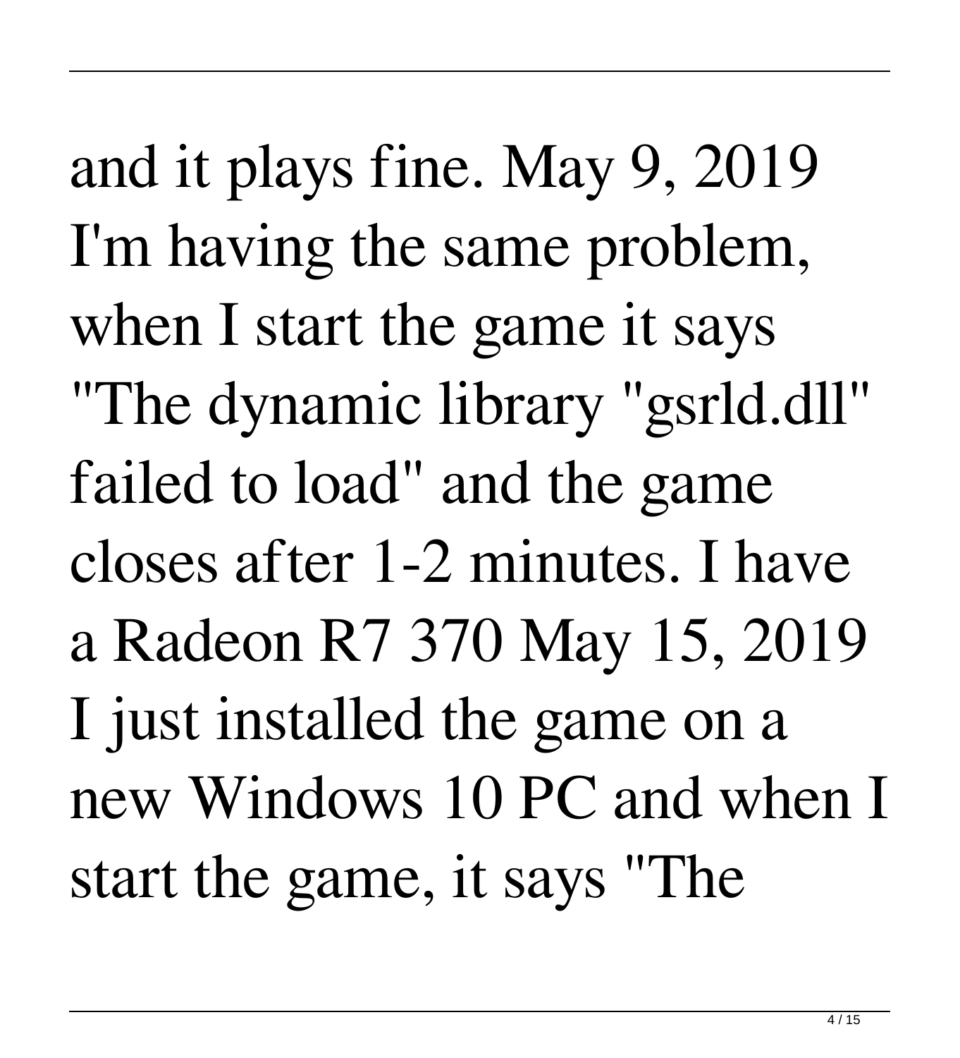and it plays fine. May 9, 2019 I'm having the same problem, when I start the game it says "The dynamic library "gsrld.dll" failed to load" and the game closes after 1-2 minutes. I have a Radeon R7 370 May 15, 2019 I just installed the game on a new Windows 10 PC and when I start the game, it says "The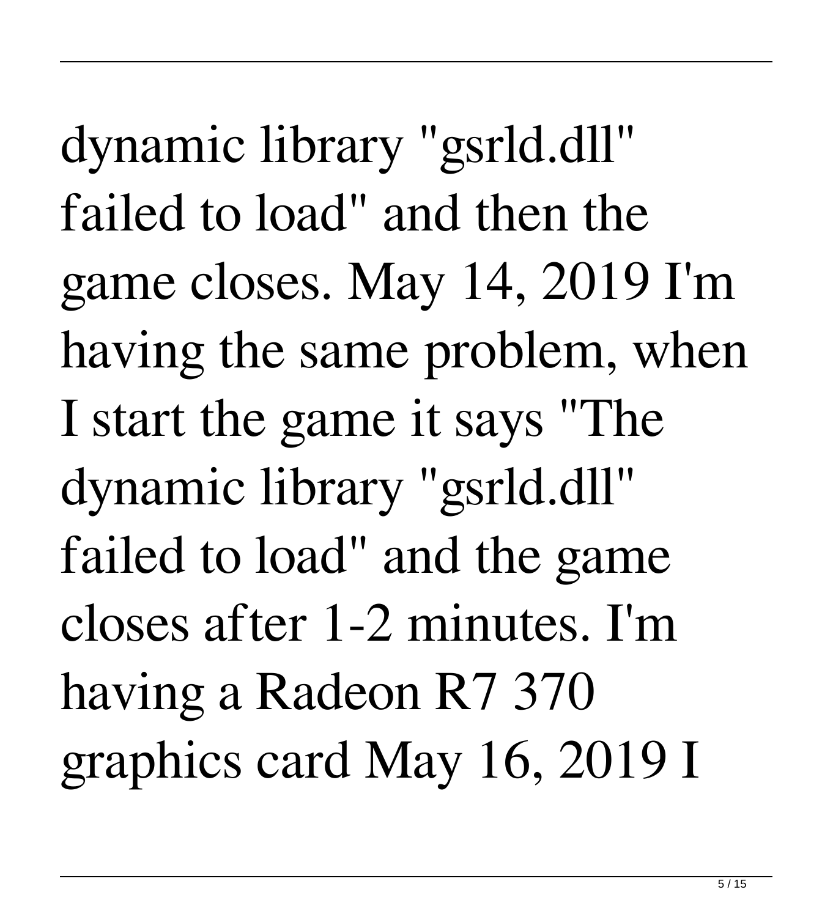dynamic library "gsrld.dll" failed to load" and then the game closes. May 14, 2019 I'm having the same problem, when I start the game it says "The dynamic library "gsrld.dll" failed to load" and the game closes after 1-2 minutes. I'm having a Radeon R7 370 graphics card May 16, 2019 I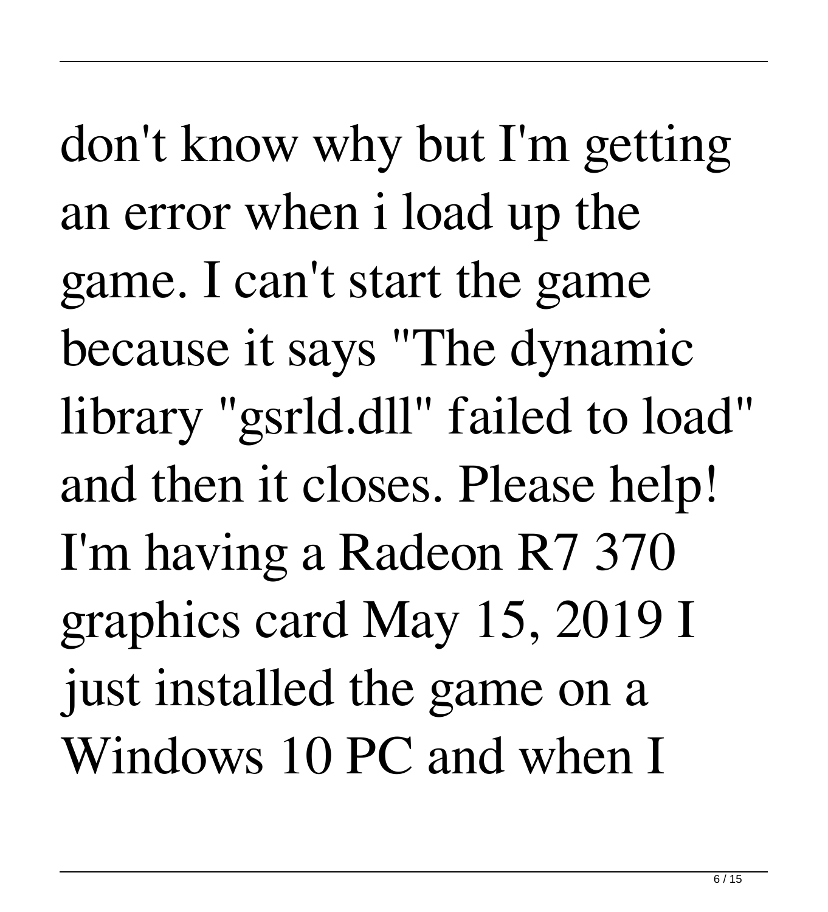don't know why but I'm getting an error when i load up the game. I can't start the game because it says "The dynamic library "gsrld.dll" failed to load" and then it closes. Please help! I'm having a Radeon R7 370 graphics card May 15, 2019 I just installed the game on a Windows 10 PC and when I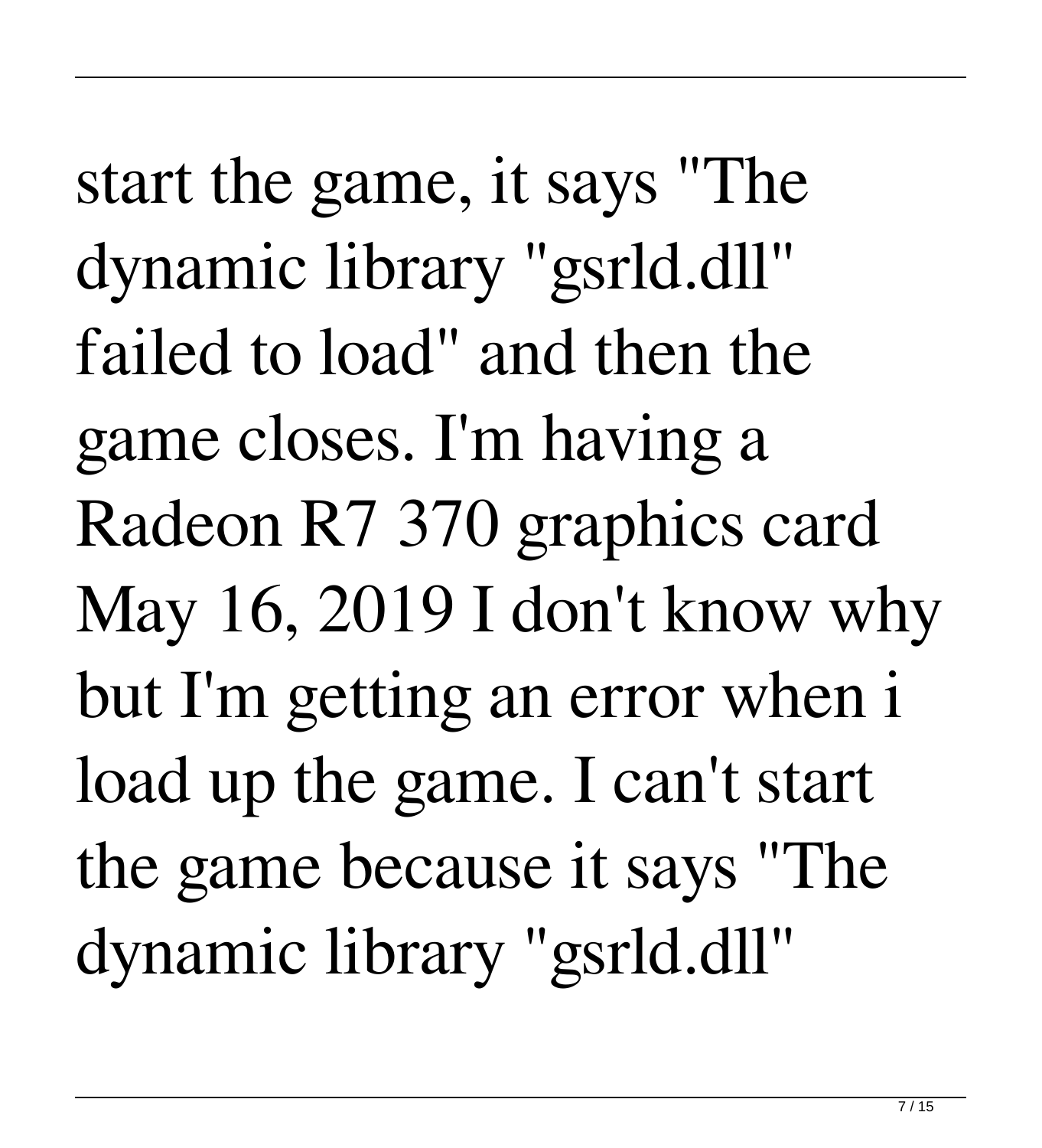start the game, it says "The dynamic library "gsrld.dll" failed to load" and then the game closes. I'm having a Radeon R7 370 graphics card May 16, 2019 I don't know why but I'm getting an error when i load up the game. I can't start the game because it says "The dynamic library "gsrld.dll"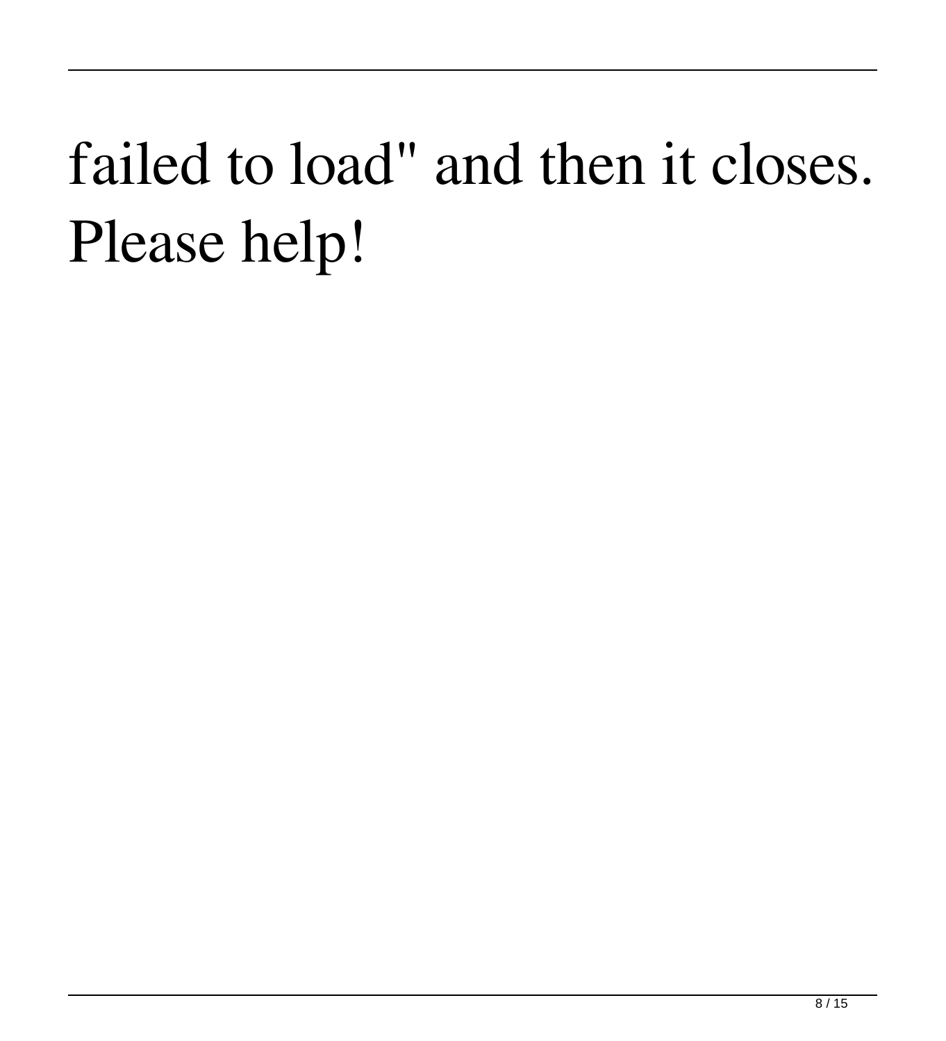failed to load" and then it closes. Please help!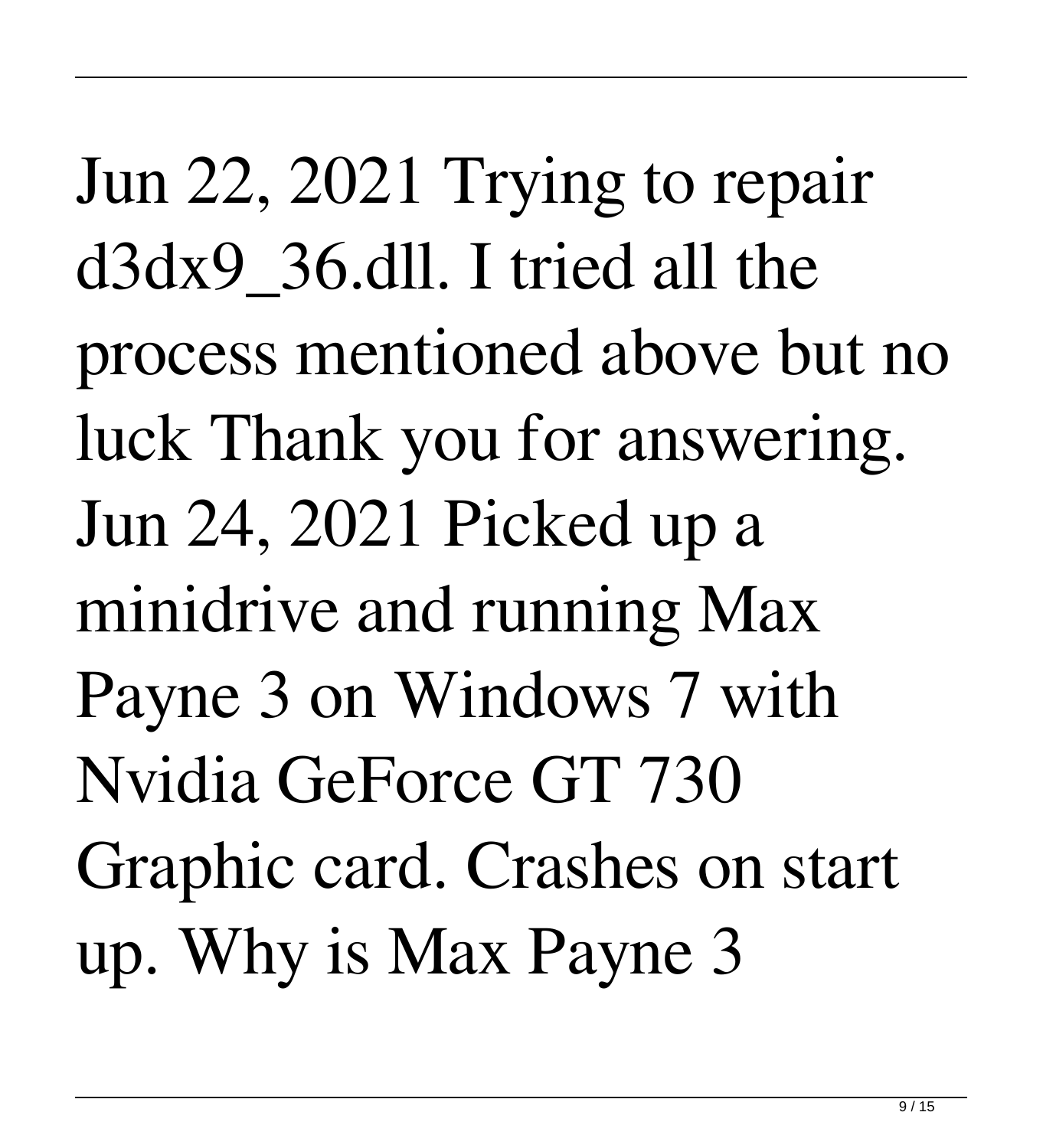Jun 22, 2021 Trying to repair d3dx9_36.dll. I tried all the process mentioned above but no luck Thank you for answering. Jun 24, 2021 Picked up a minidrive and running Max Payne 3 on Windows 7 with Nvidia GeForce GT 730 Graphic card. Crashes on start up. Why is Max Payne 3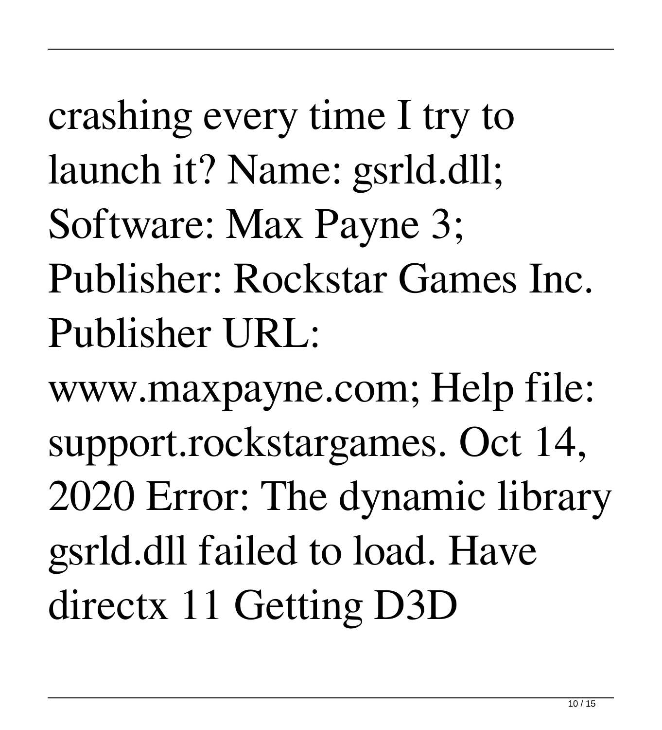crashing every time I try to launch it? Name: gsrld.dll; Software: Max Payne 3; Publisher: Rockstar Games Inc. Publisher URL: www.maxpayne.com; Help file: support.rockstargames. Oct 14, 2020 Error: The dynamic library gsrld.dll failed to load. Have directx 11 Getting D3D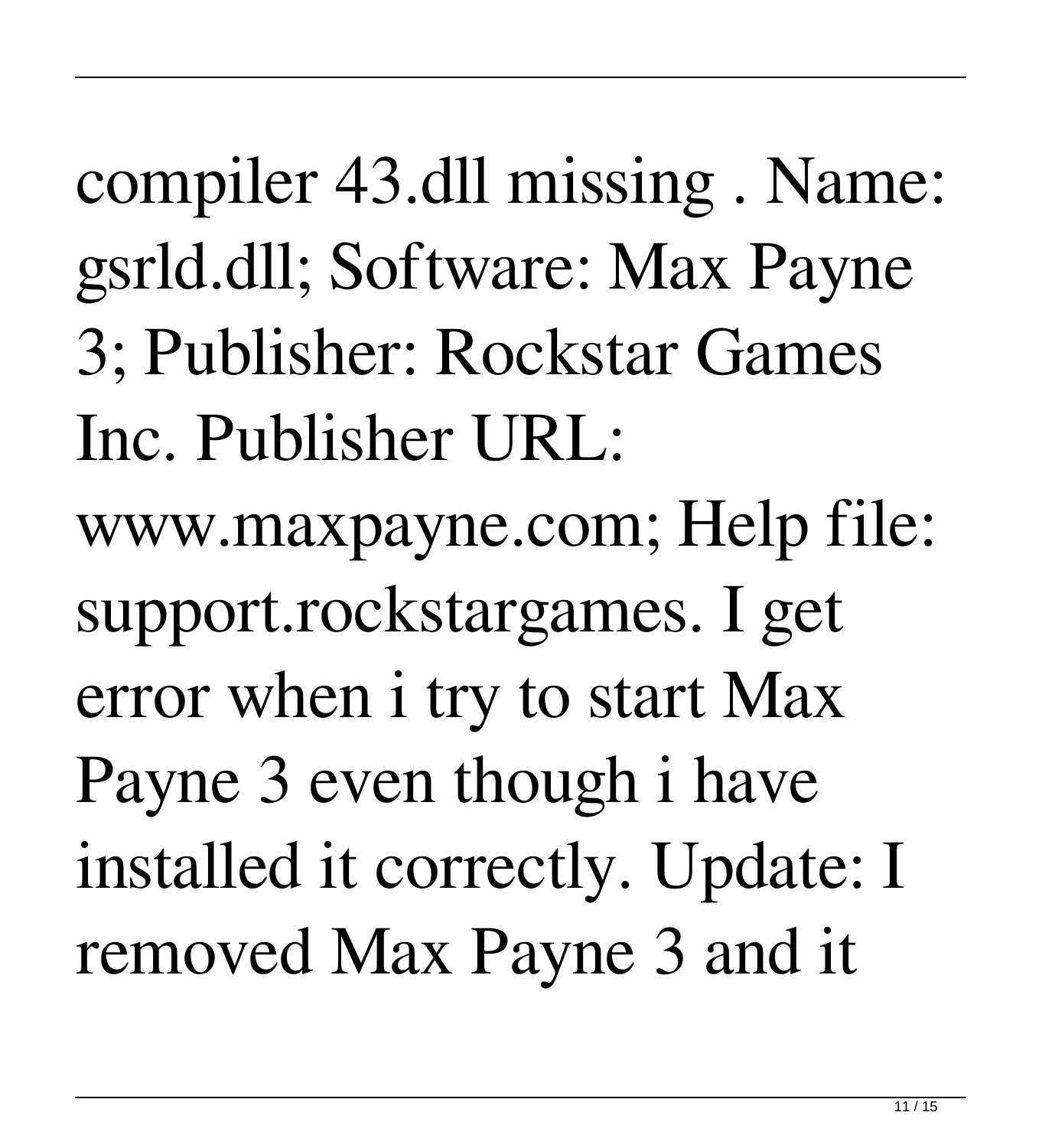compiler 43.dll missing . Name: gsrld.dll; Software: Max Payne 3; Publisher: Rockstar Games Inc. Publisher URL: www.maxpayne.com; Help file: support.rockstargames. I get error when i try to start Max Payne 3 even though i have installed it correctly. Update: I removed Max Payne 3 and it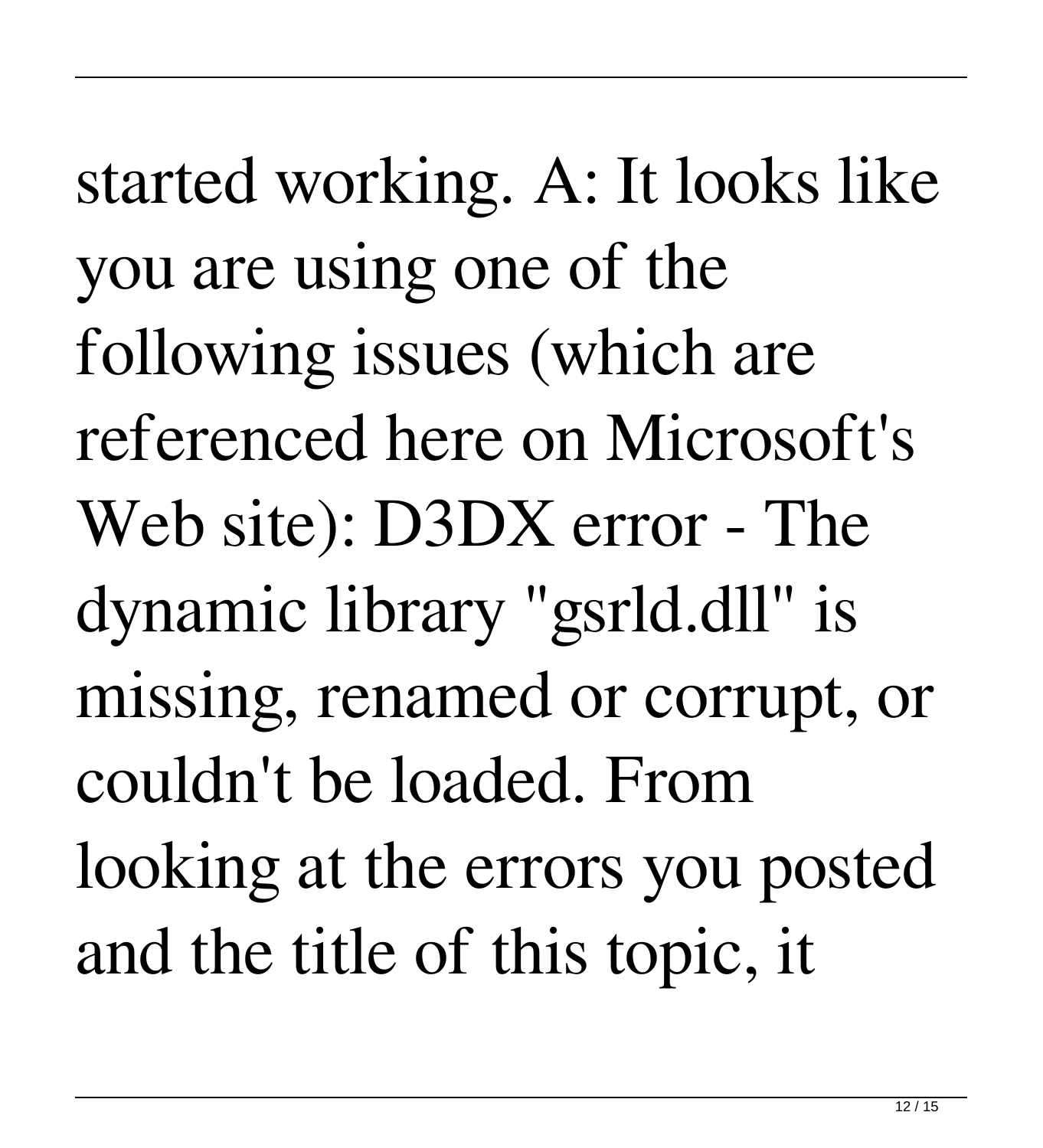started working. A: It looks like you are using one of the following issues (which are referenced here on Microsoft's Web site): D3DX error - The dynamic library "gsrld.dll" is missing, renamed or corrupt, or couldn't be loaded. From looking at the errors you posted and the title of this topic, it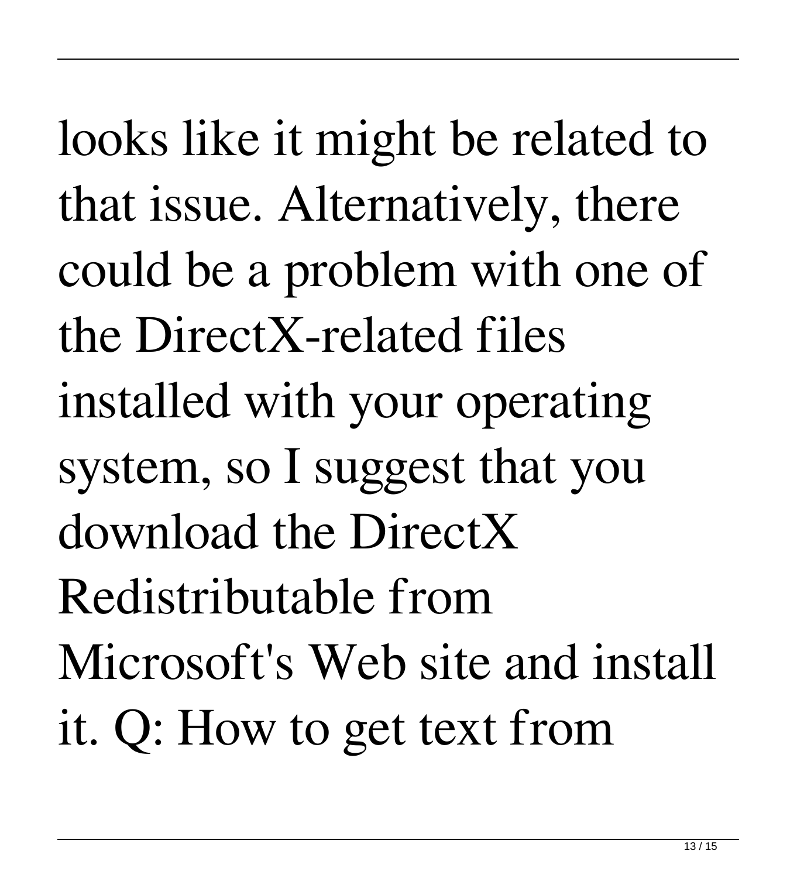looks like it might be related to that issue. Alternatively, there could be a problem with one of the DirectX-related files installed with your operating system, so I suggest that you download the DirectX Redistributable from Microsoft's Web site and install it. Q: How to get text from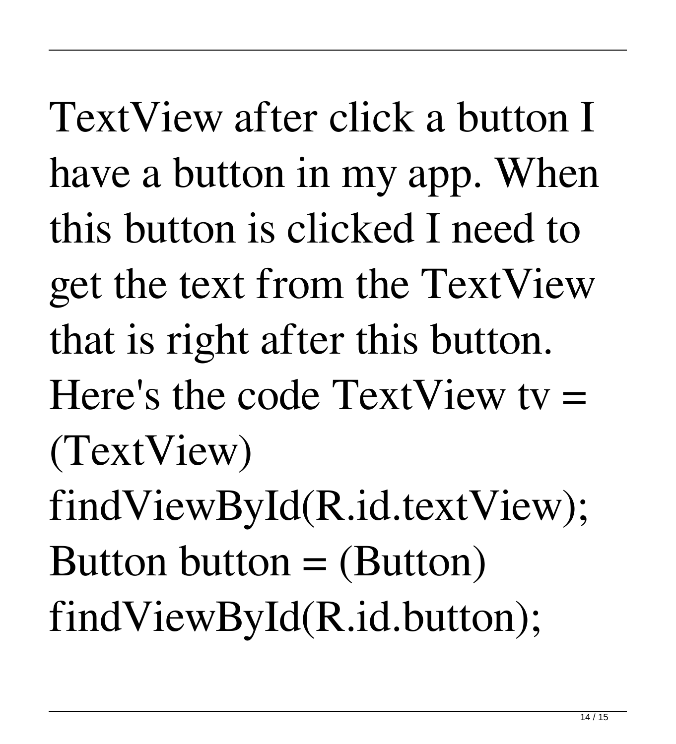TextView after click a button I have a button in my app. When this button is clicked I need to get the text from the TextView that is right after this button. Here's the code TextView tv = (TextView) findViewById(R.id.textView); Button button = (Button) findViewById(R.id.button);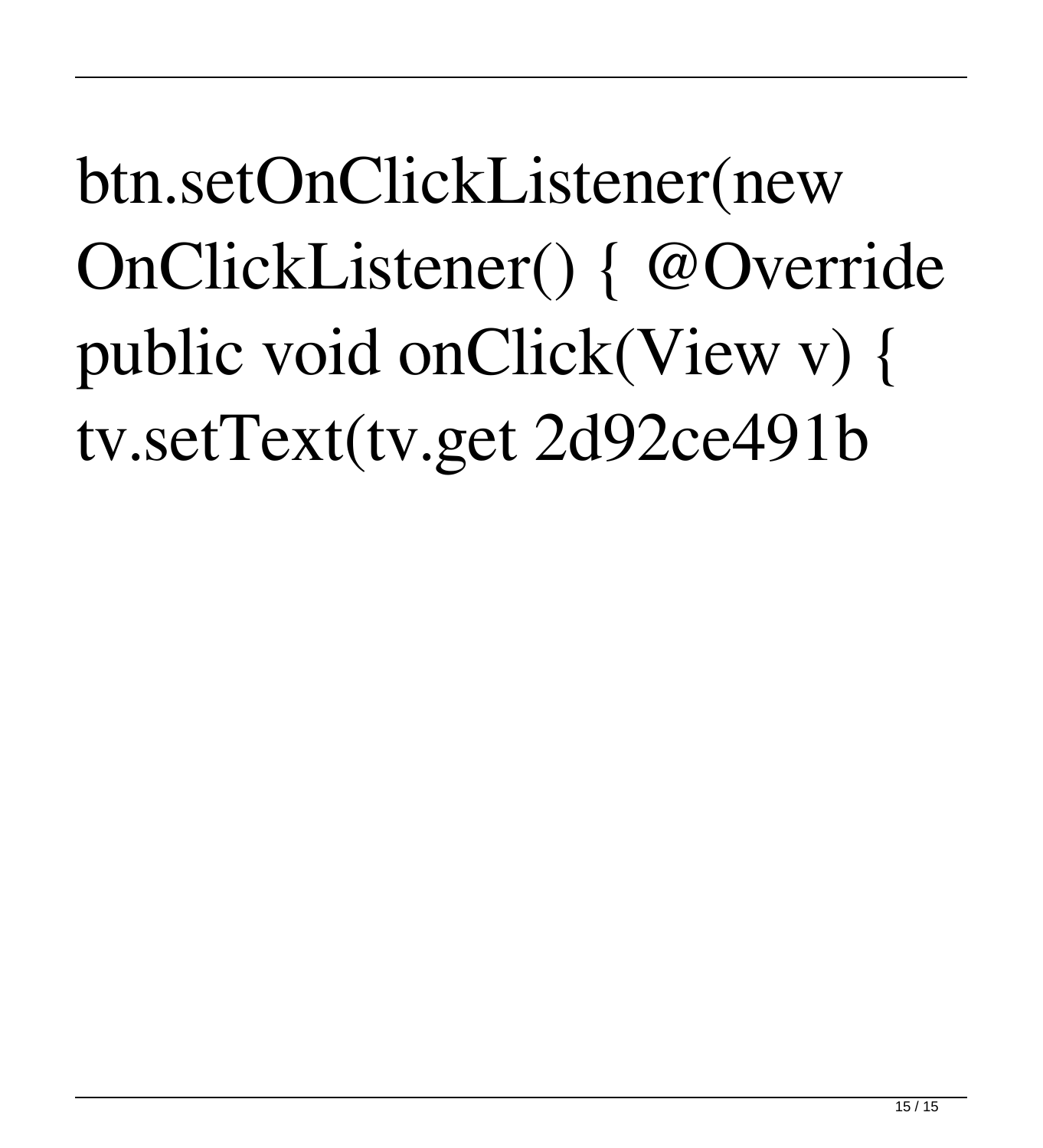btn.setOnClickListener(new OnClickListener() { @Override public void onClick(View v) { tv.setText(tv.get 2d92ce491b